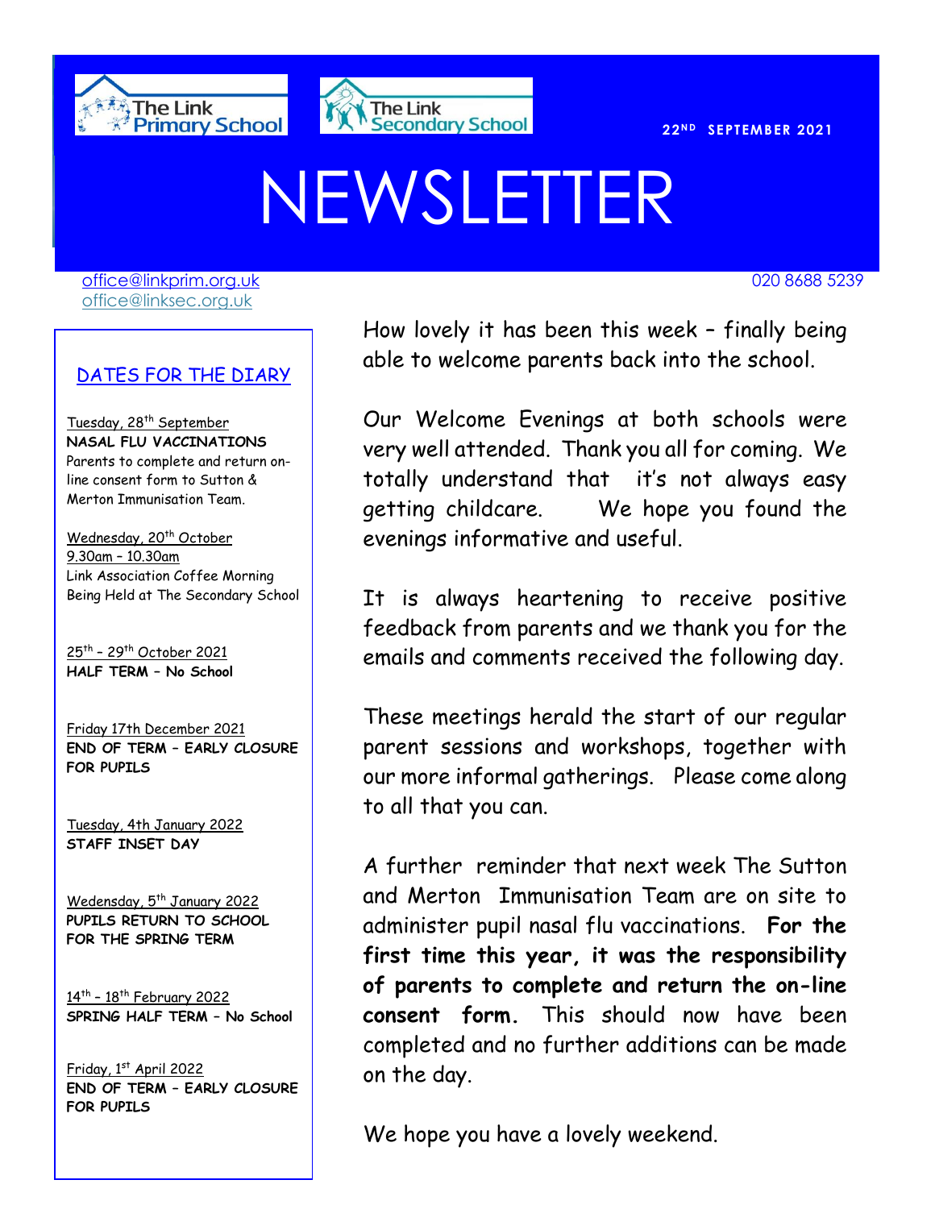The Link Primary School

The Link Secondary School

22ND SEPTEMBER 2021

# NEWSLETTER

office@linkprim.org.uk
office@linksec.org.uk

020 8688 5239

## DATES FOR THE DIARY

Tuesday, 28th September
**NASAL FLU VACCINATIONS**
Parents to complete and return on-line consent form to Sutton & Merton Immunisation Team.

Wednesday, 20th October
9.30am – 10.30am
Link Association Coffee Morning
Being Held at The Secondary School

25th – 29th October 2021
**HALF TERM – No School**

Friday 17th December 2021
**END OF TERM – EARLY CLOSURE FOR PUPILS**

Tuesday, 4th January 2022
**STAFF INSET DAY**

Wedensday, 5th January 2022
**PUPILS RETURN TO SCHOOL FOR THE SPRING TERM**

14th – 18th February 2022
**SPRING HALF TERM – No School**

Friday, 1st April 2022
**END OF TERM – EARLY CLOSURE FOR PUPILS**

How lovely it has been this week – finally being able to welcome parents back into the school.

Our Welcome Evenings at both schools were very well attended. Thank you all for coming. We totally understand that it's not always easy getting childcare. We hope you found the evenings informative and useful.

It is always heartening to receive positive feedback from parents and we thank you for the emails and comments received the following day.

These meetings herald the start of our regular parent sessions and workshops, together with our more informal gatherings. Please come along to all that you can.

A further reminder that next week The Sutton and Merton Immunisation Team are on site to administer pupil nasal flu vaccinations. **For the first time this year, it was the responsibility of parents to complete and return the on-line consent form.** This should now have been completed and no further additions can be made on the day.

We hope you have a lovely weekend.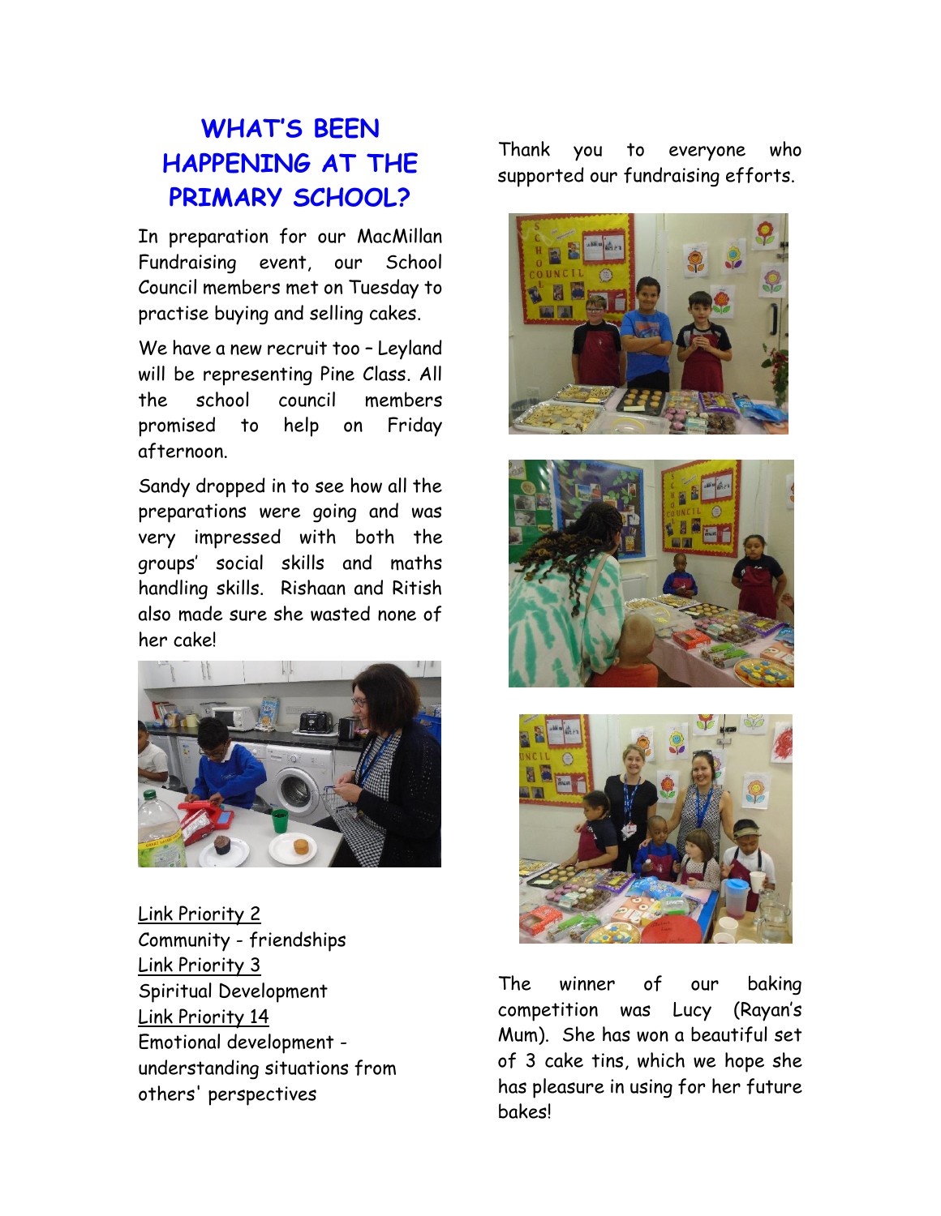# WHAT'S BEEN HAPPENING AT THE PRIMARY SCHOOL?

In preparation for our MacMillan Fundraising event, our School Council members met on Tuesday to practise buying and selling cakes.

We have a new recruit too – Leyland will be representing Pine Class. All the school council members promised to help on Friday afternoon.

Sandy dropped in to see how all the preparations were going and was very impressed with both the groups' social skills and maths handling skills. Rishaan and Ritish also made sure she wasted none of her cake!

<u>Link Priority 2</u>
Community - friendships
<u>Link Priority 3</u>
Spiritual Development
<u>Link Priority 14</u>
Emotional development - understanding situations from others' perspectives

Thank you to everyone who supported our fundraising efforts.

The winner of our baking competition was Lucy (Rayan's Mum). She has won a beautiful set of 3 cake tins, which we hope she has pleasure in using for her future bakes!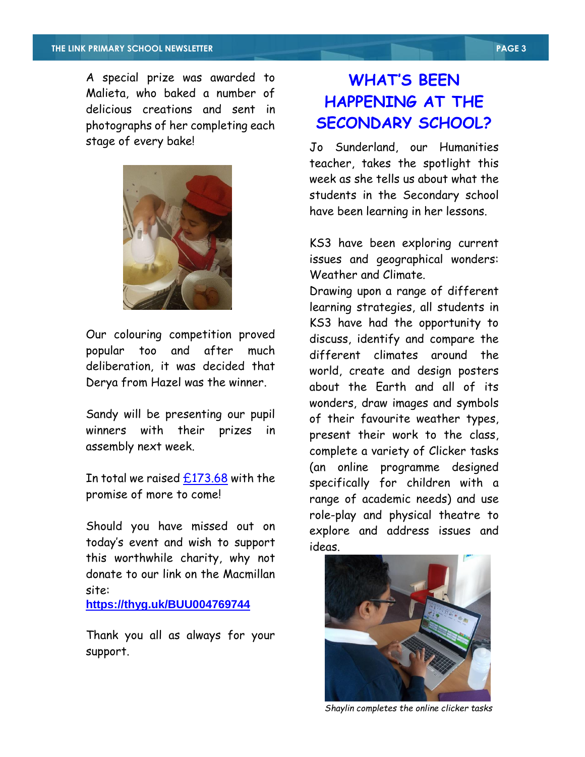A special prize was awarded to Malieta, who baked a number of delicious creations and sent in photographs of her completing each stage of every bake!

Our colouring competition proved popular too and after much deliberation, it was decided that Derya from Hazel was the winner.

Sandy will be presenting our pupil winners with their prizes in assembly next week.

In total we raised £173.68 with the promise of more to come!

Should you have missed out on today's event and wish to support this worthwhile charity, why not donate to our link on the Macmillan site:

**https://thyg.uk/BUU004769744**

Thank you all as always for your support.

## WHAT'S BEEN HAPPENING AT THE SECONDARY SCHOOL?

Jo Sunderland, our Humanities teacher, takes the spotlight this week as she tells us about what the students in the Secondary school have been learning in her lessons.

KS3 have been exploring current issues and geographical wonders: Weather and Climate.

Drawing upon a range of different learning strategies, all students in KS3 have had the opportunity to discuss, identify and compare the different climates around the world, create and design posters about the Earth and all of its wonders, draw images and symbols of their favourite weather types, present their work to the class, complete a variety of Clicker tasks (an online programme designed specifically for children with a range of academic needs) and use role-play and physical theatre to explore and address issues and ideas.

*Shaylin completes the online clicker tasks*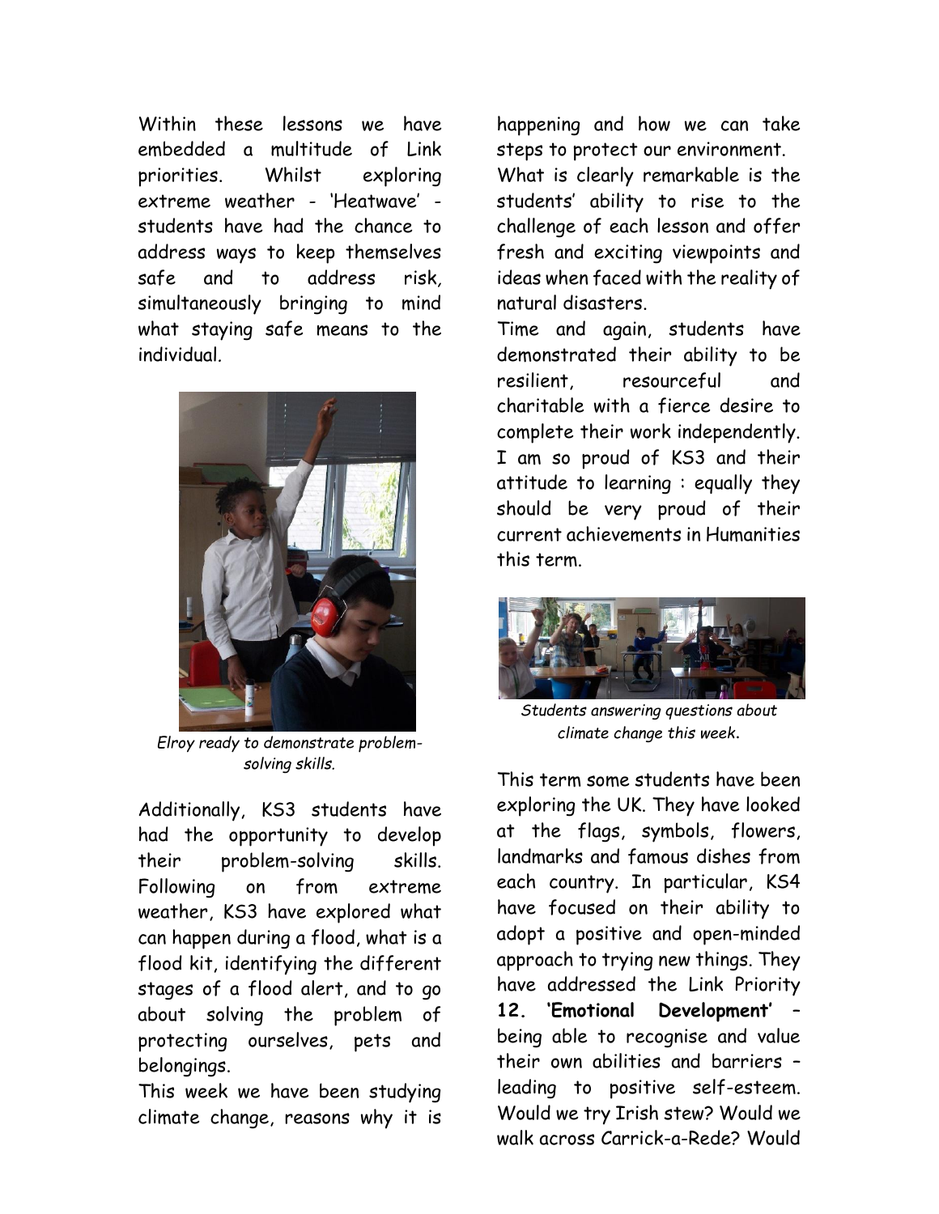Within these lessons we have embedded a multitude of Link priorities. Whilst exploring extreme weather - 'Heatwave' - students have had the chance to address ways to keep themselves safe and to address risk, simultaneously bringing to mind what staying safe means to the individual.

*Elroy ready to demonstrate problem-solving skills.*

Additionally, KS3 students have had the opportunity to develop their problem-solving skills. Following on from extreme weather, KS3 have explored what can happen during a flood, what is a flood kit, identifying the different stages of a flood alert, and to go about solving the problem of protecting ourselves, pets and belongings.

This week we have been studying climate change, reasons why it is happening and how we can take steps to protect our environment.

What is clearly remarkable is the students' ability to rise to the challenge of each lesson and offer fresh and exciting viewpoints and ideas when faced with the reality of natural disasters.

Time and again, students have demonstrated their ability to be resilient, resourceful and charitable with a fierce desire to complete their work independently. I am so proud of KS3 and their attitude to learning : equally they should be very proud of their current achievements in Humanities this term.

*Students answering questions about climate change this week.*

This term some students have been exploring the UK. They have looked at the flags, symbols, flowers, landmarks and famous dishes from each country. In particular, KS4 have focused on their ability to adopt a positive and open-minded approach to trying new things. They have addressed the Link Priority **12. 'Emotional Development'** – being able to recognise and value their own abilities and barriers – leading to positive self-esteem. Would we try Irish stew? Would we walk across Carrick-a-Rede? Would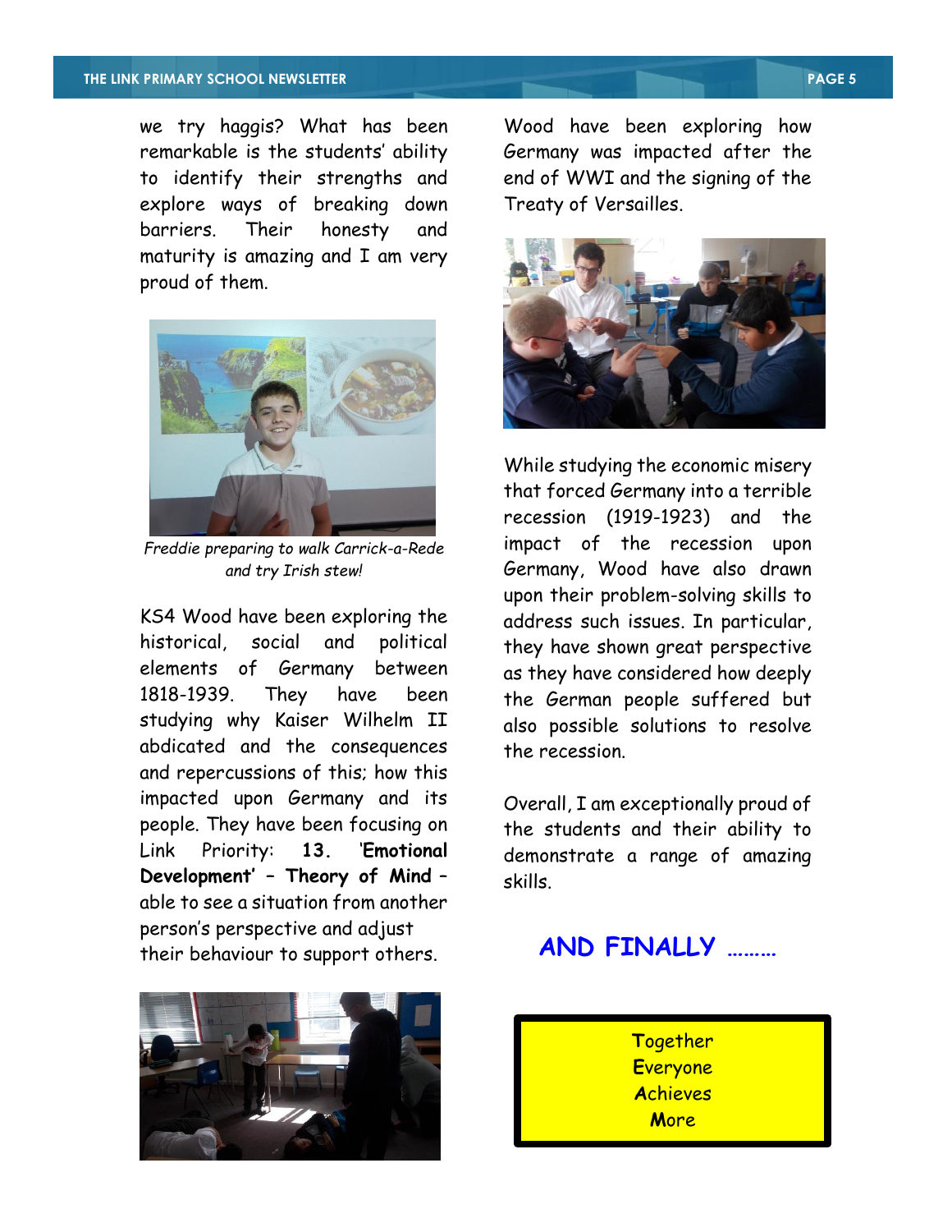we try haggis? What has been remarkable is the students' ability to identify their strengths and explore ways of breaking down barriers. Their honesty and maturity is amazing and I am very proud of them.

*Freddie preparing to walk Carrick-a-Rede and try Irish stew!*

KS4 Wood have been exploring the historical, social and political elements of Germany between 1818-1939. They have been studying why Kaiser Wilhelm II abdicated and the consequences and repercussions of this; how this impacted upon Germany and its people. They have been focusing on Link Priority: **13. 'Emotional Development' – Theory of Mind** – able to see a situation from another person's perspective and adjust their behaviour to support others. Wood have been exploring how Germany was impacted after the end of WWI and the signing of the Treaty of Versailles.

While studying the economic misery that forced Germany into a terrible recession (1919-1923) and the impact of the recession upon Germany, Wood have also drawn upon their problem-solving skills to address such issues. In particular, they have shown great perspective as they have considered how deeply the German people suffered but also possible solutions to resolve the recession.

Overall, I am exceptionally proud of the students and their ability to demonstrate a range of amazing skills.

## AND FINALLY .........

**T**ogether
**E**veryone
**A**chieves
**M**ore